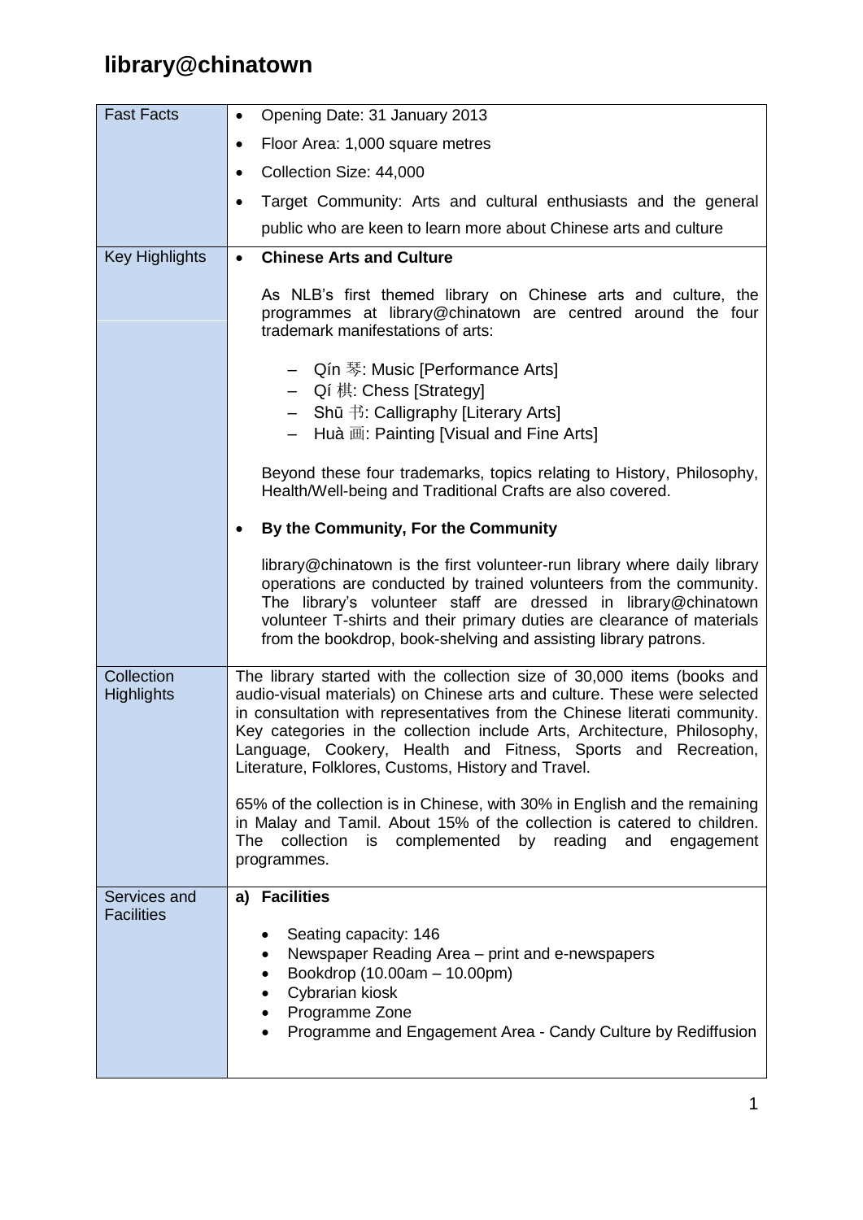# library@chinatown

| | |
|---|---|
| Fast Facts | • Opening Date: 31 January 2013<br>• Floor Area: 1,000 square metres<br>• Collection Size: 44,000<br>• Target Community: Arts and cultural enthusiasts and the general public who are keen to learn more about Chinese arts and culture |
| Key Highlights | • **Chinese Arts and Culture**<br><br>As NLB's first themed library on Chinese arts and culture, the programmes at library@chinatown are centred around the four trademark manifestations of arts:<br><br>– Qín 琴: Music [Performance Arts]<br>– Qí 棋: Chess [Strategy]<br>– Shū 书: Calligraphy [Literary Arts]<br>– Huà 画: Painting [Visual and Fine Arts]<br><br>Beyond these four trademarks, topics relating to History, Philosophy, Health/Well-being and Traditional Crafts are also covered.<br><br>• **By the Community, For the Community**<br><br>library@chinatown is the first volunteer-run library where daily library operations are conducted by trained volunteers from the community. The library's volunteer staff are dressed in library@chinatown volunteer T-shirts and their primary duties are clearance of materials from the bookdrop, book-shelving and assisting library patrons. |
| Collection Highlights | The library started with the collection size of 30,000 items (books and audio-visual materials) on Chinese arts and culture. These were selected in consultation with representatives from the Chinese literati community. Key categories in the collection include Arts, Architecture, Philosophy, Language, Cookery, Health and Fitness, Sports and Recreation, Literature, Folklores, Customs, History and Travel.<br><br>65% of the collection is in Chinese, with 30% in English and the remaining in Malay and Tamil. About 15% of the collection is catered to children. The collection is complemented by reading and engagement programmes. |
| Services and Facilities | **a) Facilities**<br><br>• Seating capacity: 146<br>• Newspaper Reading Area – print and e-newspapers<br>• Bookdrop (10.00am – 10.00pm)<br>• Cybrarian kiosk<br>• Programme Zone<br>• Programme and Engagement Area - Candy Culture by Rediffusion |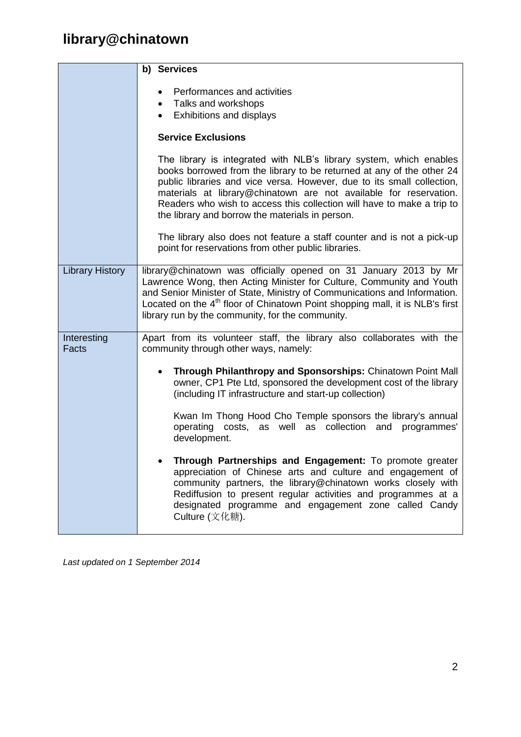# library@chinatown

| | |
|---|---|
| | **b) Services**<br><br>• Performances and activities<br>• Talks and workshops<br>• Exhibitions and displays<br><br>**Service Exclusions**<br><br>The library is integrated with NLB's library system, which enables books borrowed from the library to be returned at any of the other 24 public libraries and vice versa. However, due to its small collection, materials at library@chinatown are not available for reservation. Readers who wish to access this collection will have to make a trip to the library and borrow the materials in person.<br><br>The library also does not feature a staff counter and is not a pick-up point for reservations from other public libraries. |
| Library History | library@chinatown was officially opened on 31 January 2013 by Mr Lawrence Wong, then Acting Minister for Culture, Community and Youth and Senior Minister of State, Ministry of Communications and Information. Located on the 4th floor of Chinatown Point shopping mall, it is NLB's first library run by the community, for the community. |
| Interesting Facts | Apart from its volunteer staff, the library also collaborates with the community through other ways, namely:<br><br>• **Through Philanthropy and Sponsorships:** Chinatown Point Mall owner, CP1 Pte Ltd, sponsored the development cost of the library (including IT infrastructure and start-up collection)<br><br>Kwan Im Thong Hood Cho Temple sponsors the library's annual operating costs, as well as collection and programmes' development.<br><br>• **Through Partnerships and Engagement:** To promote greater appreciation of Chinese arts and culture and engagement of community partners, the library@chinatown works closely with Rediffusion to present regular activities and programmes at a designated programme and engagement zone called Candy Culture (文化糖). |

*Last updated on 1 September 2014*